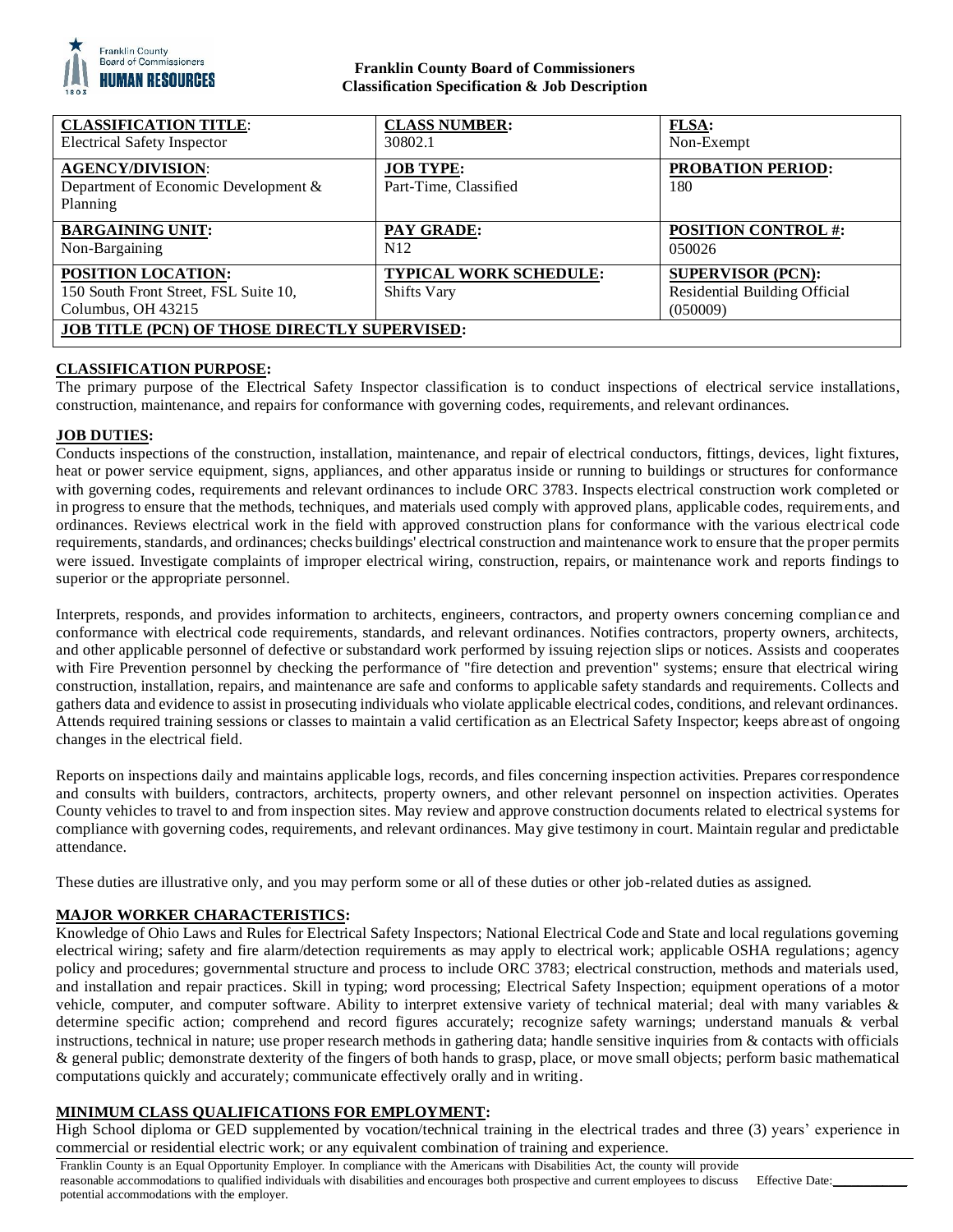**Franklin County Board of Commissioners**
**Classification Specification & Job Description**

| **CLASSIFICATION TITLE:** Electrical Safety Inspector | **CLASS NUMBER:** 30802.1 | **FLSA:** Non-Exempt |
|---|---|---|
| **AGENCY/DIVISION:** Department of Economic Development & Planning | **JOB TYPE:** Part-Time, Classified | **PROBATION PERIOD:** 180 |
| **BARGAINING UNIT:** Non-Bargaining | **PAY GRADE:** N12 | **POSITION CONTROL #:** 050026 |
| **POSITION LOCATION:** 150 South Front Street, FSL Suite 10, Columbus, OH 43215 | **TYPICAL WORK SCHEDULE:** Shifts Vary | **SUPERVISOR (PCN):** Residential Building Official (050009) |
| **JOB TITLE (PCN) OF THOSE DIRECTLY SUPERVISED:** | | |

## CLASSIFICATION PURPOSE:

The primary purpose of the Electrical Safety Inspector classification is to conduct inspections of electrical service installations, construction, maintenance, and repairs for conformance with governing codes, requirements, and relevant ordinances.

## JOB DUTIES:

Conducts inspections of the construction, installation, maintenance, and repair of electrical conductors, fittings, devices, light fixtures, heat or power service equipment, signs, appliances, and other apparatus inside or running to buildings or structures for conformance with governing codes, requirements and relevant ordinances to include ORC 3783. Inspects electrical construction work completed or in progress to ensure that the methods, techniques, and materials used comply with approved plans, applicable codes, requirements, and ordinances. Reviews electrical work in the field with approved construction plans for conformance with the various electrical code requirements, standards, and ordinances; checks buildings' electrical construction and maintenance work to ensure that the proper permits were issued. Investigate complaints of improper electrical wiring, construction, repairs, or maintenance work and reports findings to superior or the appropriate personnel.

Interprets, responds, and provides information to architects, engineers, contractors, and property owners concerning compliance and conformance with electrical code requirements, standards, and relevant ordinances. Notifies contractors, property owners, architects, and other applicable personnel of defective or substandard work performed by issuing rejection slips or notices. Assists and cooperates with Fire Prevention personnel by checking the performance of "fire detection and prevention" systems; ensure that electrical wiring construction, installation, repairs, and maintenance are safe and conforms to applicable safety standards and requirements. Collects and gathers data and evidence to assist in prosecuting individuals who violate applicable electrical codes, conditions, and relevant ordinances. Attends required training sessions or classes to maintain a valid certification as an Electrical Safety Inspector; keeps abreast of ongoing changes in the electrical field.

Reports on inspections daily and maintains applicable logs, records, and files concerning inspection activities. Prepares correspondence and consults with builders, contractors, architects, property owners, and other relevant personnel on inspection activities. Operates County vehicles to travel to and from inspection sites. May review and approve construction documents related to electrical systems for compliance with governing codes, requirements, and relevant ordinances. May give testimony in court. Maintain regular and predictable attendance.

These duties are illustrative only, and you may perform some or all of these duties or other job-related duties as assigned.

## MAJOR WORKER CHARACTERISTICS:

Knowledge of Ohio Laws and Rules for Electrical Safety Inspectors; National Electrical Code and State and local regulations governing electrical wiring; safety and fire alarm/detection requirements as may apply to electrical work; applicable OSHA regulations; agency policy and procedures; governmental structure and process to include ORC 3783; electrical construction, methods and materials used, and installation and repair practices. Skill in typing; word processing; Electrical Safety Inspection; equipment operations of a motor vehicle, computer, and computer software. Ability to interpret extensive variety of technical material; deal with many variables & determine specific action; comprehend and record figures accurately; recognize safety warnings; understand manuals & verbal instructions, technical in nature; use proper research methods in gathering data; handle sensitive inquiries from & contacts with officials & general public; demonstrate dexterity of the fingers of both hands to grasp, place, or move small objects; perform basic mathematical computations quickly and accurately; communicate effectively orally and in writing.

## MINIMUM CLASS QUALIFICATIONS FOR EMPLOYMENT:

High School diploma or GED supplemented by vocation/technical training in the electrical trades and three (3) years' experience in commercial or residential electric work; or any equivalent combination of training and experience.

Franklin County is an Equal Opportunity Employer. In compliance with the Americans with Disabilities Act, the county will provide reasonable accommodations to qualified individuals with disabilities and encourages both prospective and current employees to discuss potential accommodations with the employer. Effective Date:___________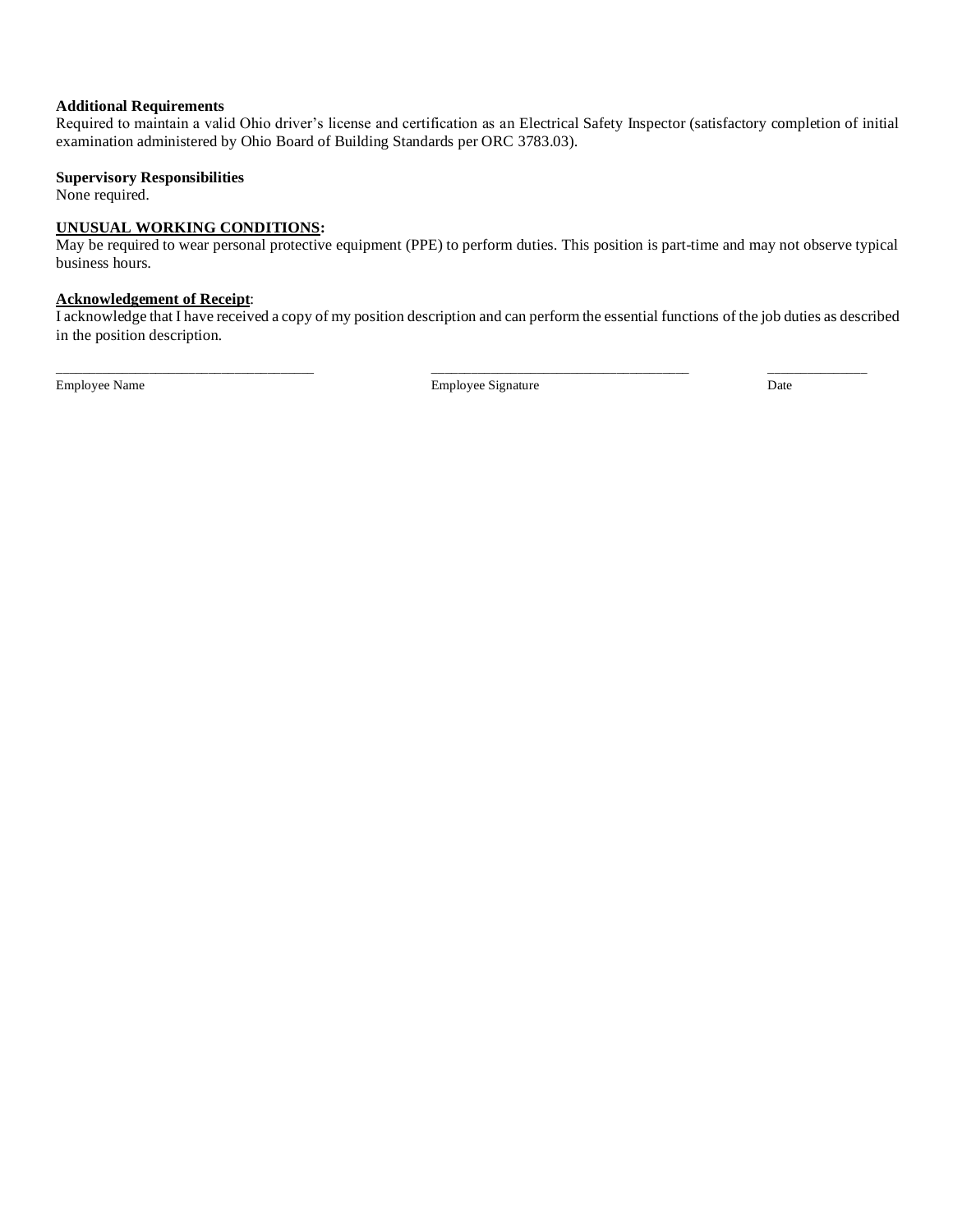**Additional Requirements**
Required to maintain a valid Ohio driver's license and certification as an Electrical Safety Inspector (satisfactory completion of initial examination administered by Ohio Board of Building Standards per ORC 3783.03).

**Supervisory Responsibilities**
None required.

**<u>UNUSUAL WORKING CONDITIONS</u>:**
May be required to wear personal protective equipment (PPE) to perform duties. This position is part-time and may not observe typical business hours.

**<u>Acknowledgement of Receipt</u>**:
I acknowledge that I have received a copy of my position description and can perform the essential functions of the job duties as described in the position description.

| | | |
|---|---|---|
| ______________________________ | ______________________________ | ______________ |
| Employee Name | Employee Signature | Date |